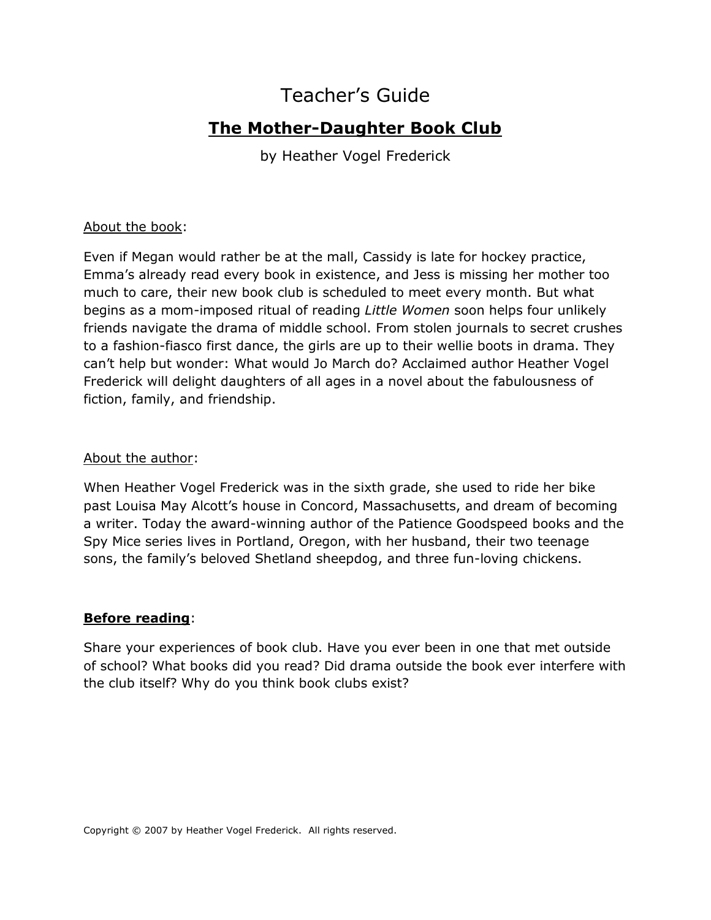# Teacher's Guide

## The Mother-Daughter Book Club

by Heather Vogel Frederick

About the book:

Even if Megan would rather be at the mall, Cassidy is late for hockey practice, Emma's already read every book in existence, and Jess is missing her mother too much to care, their new book club is scheduled to meet every month. But what begins as a mom-imposed ritual of reading *Little Women* soon helps four unlikely friends navigate the drama of middle school. From stolen journals to secret crushes to a fashion-fiasco first dance, the girls are up to their wellie boots in drama. They can't help but wonder: What would Jo March do? Acclaimed author Heather Vogel Frederick will delight daughters of all ages in a novel about the fabulousness of fiction, family, and friendship.

About the author:

When Heather Vogel Frederick was in the sixth grade, she used to ride her bike past Louisa May Alcott's house in Concord, Massachusetts, and dream of becoming a writer. Today the award-winning author of the Patience Goodspeed books and the Spy Mice series lives in Portland, Oregon, with her husband, their two teenage sons, the family's beloved Shetland sheepdog, and three fun-loving chickens.

**Before reading**:

Share your experiences of book club. Have you ever been in one that met outside of school? What books did you read? Did drama outside the book ever interfere with the club itself? Why do you think book clubs exist?

Copyright © 2007 by Heather Vogel Frederick. All rights reserved.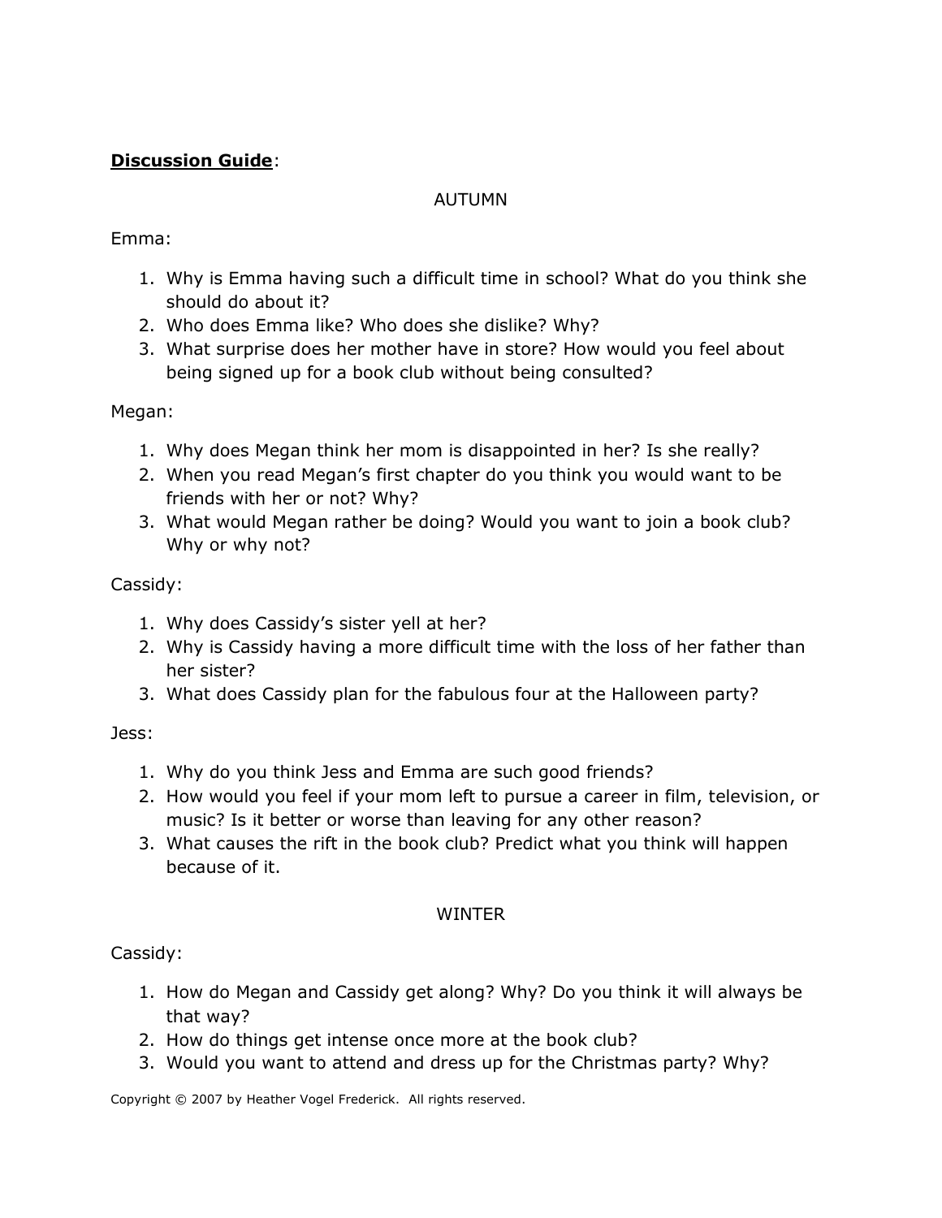**Discussion Guide**:

AUTUMN

Emma:

1. Why is Emma having such a difficult time in school? What do you think she should do about it?
2. Who does Emma like? Who does she dislike? Why?
3. What surprise does her mother have in store? How would you feel about being signed up for a book club without being consulted?

Megan:

1. Why does Megan think her mom is disappointed in her? Is she really?
2. When you read Megan's first chapter do you think you would want to be friends with her or not? Why?
3. What would Megan rather be doing? Would you want to join a book club? Why or why not?

Cassidy:

1. Why does Cassidy's sister yell at her?
2. Why is Cassidy having a more difficult time with the loss of her father than her sister?
3. What does Cassidy plan for the fabulous four at the Halloween party?

Jess:

1. Why do you think Jess and Emma are such good friends?
2. How would you feel if your mom left to pursue a career in film, television, or music? Is it better or worse than leaving for any other reason?
3. What causes the rift in the book club? Predict what you think will happen because of it.

WINTER

Cassidy:

1. How do Megan and Cassidy get along? Why? Do you think it will always be that way?
2. How do things get intense once more at the book club?
3. Would you want to attend and dress up for the Christmas party? Why?

Copyright © 2007 by Heather Vogel Frederick. All rights reserved.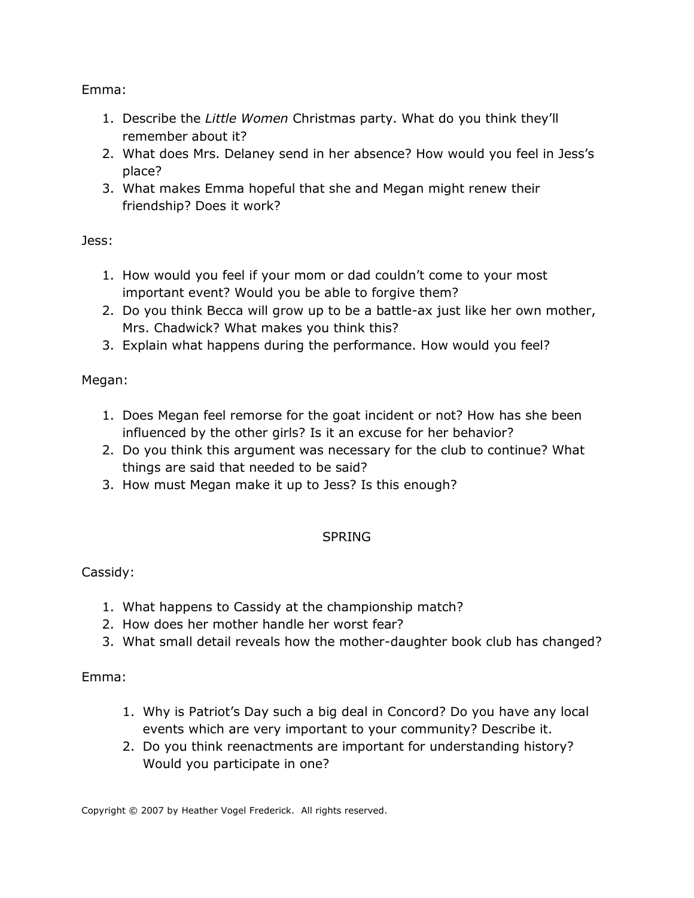Emma:

1. Describe the *Little Women* Christmas party. What do you think they'll remember about it?
2. What does Mrs. Delaney send in her absence? How would you feel in Jess's place?
3. What makes Emma hopeful that she and Megan might renew their friendship? Does it work?

Jess:

1. How would you feel if your mom or dad couldn't come to your most important event? Would you be able to forgive them?
2. Do you think Becca will grow up to be a battle-ax just like her own mother, Mrs. Chadwick? What makes you think this?
3. Explain what happens during the performance. How would you feel?

Megan:

1. Does Megan feel remorse for the goat incident or not? How has she been influenced by the other girls? Is it an excuse for her behavior?
2. Do you think this argument was necessary for the club to continue? What things are said that needed to be said?
3. How must Megan make it up to Jess? Is this enough?

## SPRING

Cassidy:

1. What happens to Cassidy at the championship match?
2. How does her mother handle her worst fear?
3. What small detail reveals how the mother-daughter book club has changed?

Emma:

1. Why is Patriot's Day such a big deal in Concord? Do you have any local events which are very important to your community? Describe it.
2. Do you think reenactments are important for understanding history? Would you participate in one?

Copyright © 2007 by Heather Vogel Frederick. All rights reserved.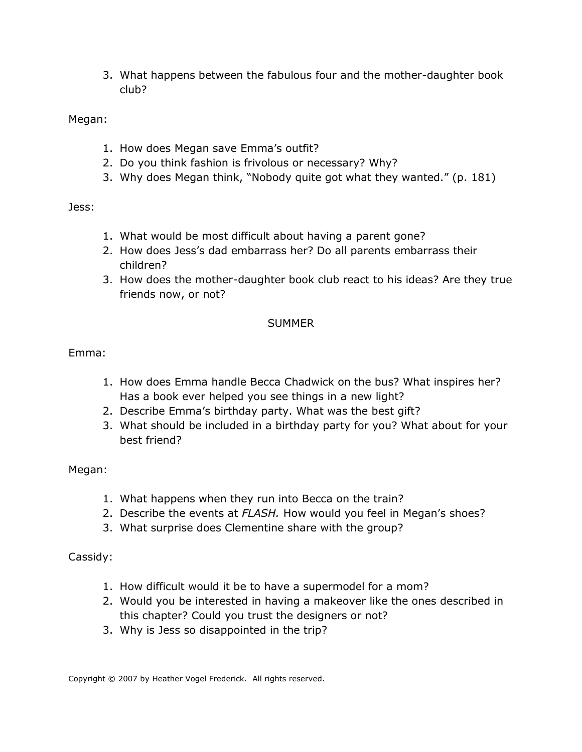3. What happens between the fabulous four and the mother-daughter book club?

Megan:

1. How does Megan save Emma's outfit?
2. Do you think fashion is frivolous or necessary? Why?
3. Why does Megan think, "Nobody quite got what they wanted." (p. 181)

Jess:

1. What would be most difficult about having a parent gone?
2. How does Jess's dad embarrass her? Do all parents embarrass their children?
3. How does the mother-daughter book club react to his ideas? Are they true friends now, or not?

## SUMMER

Emma:

1. How does Emma handle Becca Chadwick on the bus? What inspires her? Has a book ever helped you see things in a new light?
2. Describe Emma's birthday party. What was the best gift?
3. What should be included in a birthday party for you? What about for your best friend?

Megan:

1. What happens when they run into Becca on the train?
2. Describe the events at *FLASH.* How would you feel in Megan's shoes?
3. What surprise does Clementine share with the group?

Cassidy:

1. How difficult would it be to have a supermodel for a mom?
2. Would you be interested in having a makeover like the ones described in this chapter? Could you trust the designers or not?
3. Why is Jess so disappointed in the trip?

Copyright © 2007 by Heather Vogel Frederick. All rights reserved.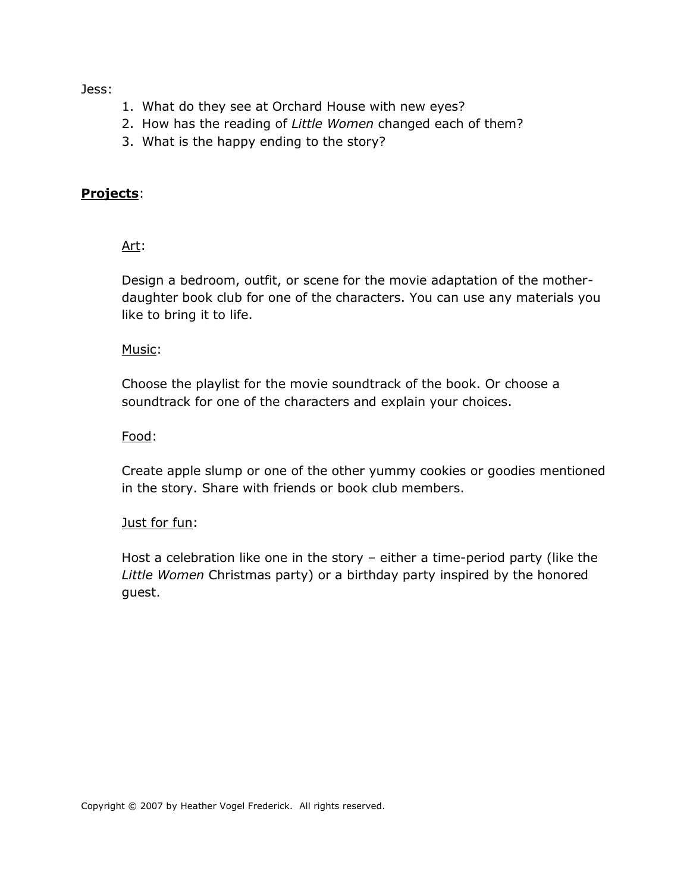Jess:

1. What do they see at Orchard House with new eyes?
2. How has the reading of *Little Women* changed each of them?
3. What is the happy ending to the story?

**Projects**:

Art:

Design a bedroom, outfit, or scene for the movie adaptation of the mother-daughter book club for one of the characters. You can use any materials you like to bring it to life.

Music:

Choose the playlist for the movie soundtrack of the book. Or choose a soundtrack for one of the characters and explain your choices.

Food:

Create apple slump or one of the other yummy cookies or goodies mentioned in the story. Share with friends or book club members.

Just for fun:

Host a celebration like one in the story – either a time-period party (like the *Little Women* Christmas party) or a birthday party inspired by the honored guest.

Copyright © 2007 by Heather Vogel Frederick. All rights reserved.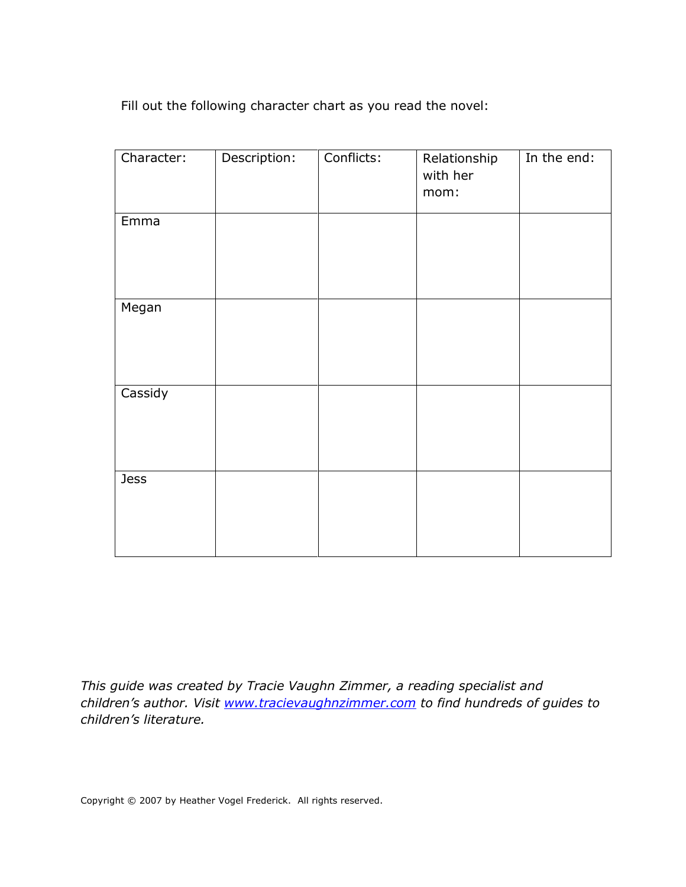Fill out the following character chart as you read the novel:

| Character: | Description: | Conflicts: | Relationship with her mom: | In the end: |
|---|---|---|---|---|
| Emma | | | | |
| Megan | | | | |
| Cassidy | | | | |
| Jess | | | | |

*This guide was created by Tracie Vaughn Zimmer, a reading specialist and children's author. Visit [www.tracievaughnzimmer.com](www.tracievaughnzimmer.com) to find hundreds of guides to children's literature.*

Copyright © 2007 by Heather Vogel Frederick. All rights reserved.